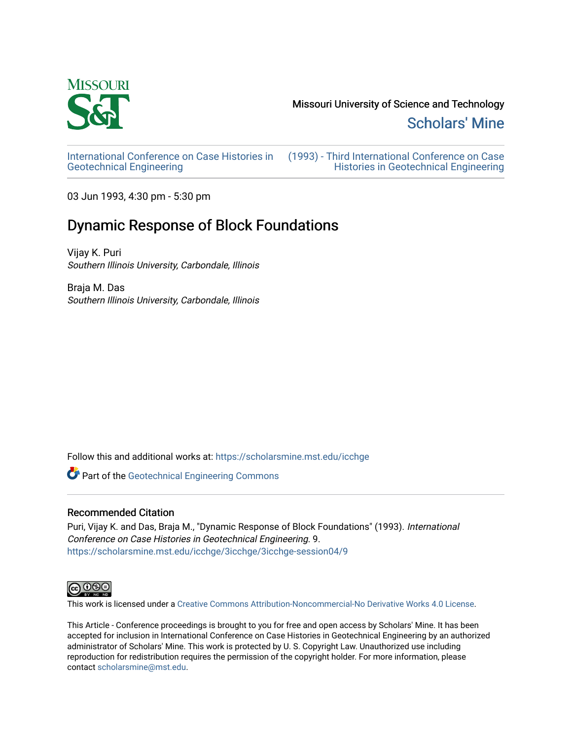Missouri University of Science and Technology

Scholars' Mine

International Conference on Case Histories in Geotechnical Engineering

(1993) - Third International Conference on Case Histories in Geotechnical Engineering

03 Jun 1993, 4:30 pm - 5:30 pm

# Dynamic Response of Block Foundations

Vijay K. Puri
*Southern Illinois University, Carbondale, Illinois*

Braja M. Das
*Southern Illinois University, Carbondale, Illinois*

Follow this and additional works at: https://scholarsmine.mst.edu/icchge

Part of the Geotechnical Engineering Commons

## Recommended Citation

Puri, Vijay K. and Das, Braja M., "Dynamic Response of Block Foundations" (1993). *International Conference on Case Histories in Geotechnical Engineering*. 9.
https://scholarsmine.mst.edu/icchge/3icchge/3icchge-session04/9

This work is licensed under a Creative Commons Attribution-Noncommercial-No Derivative Works 4.0 License.

This Article - Conference proceedings is brought to you for free and open access by Scholars' Mine. It has been accepted for inclusion in International Conference on Case Histories in Geotechnical Engineering by an authorized administrator of Scholars' Mine. This work is protected by U. S. Copyright Law. Unauthorized use including reproduction for redistribution requires the permission of the copyright holder. For more information, please contact scholarsmine@mst.edu.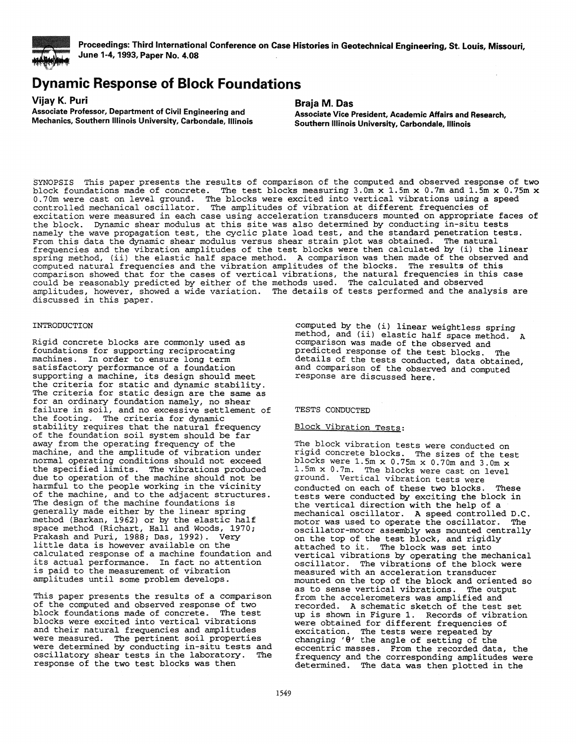Proceedings: Third International Conference on Case Histories in Geotechnical Engineering, St. Louis, Missouri, June 1-4, 1993, Paper No. 4.08

# Dynamic Response of Block Foundations

**Vijay K. Puri**
Associate Professor, Department of Civil Engineering and Mechanics, Southern Illinois University, Carbondale, Illinois

**Braja M. Das**
Associate Vice President, Academic Affairs and Research, Southern Illinois University, Carbondale, Illinois

SYNOPSIS This paper presents the results of comparison of the computed and observed response of two block foundations made of concrete. The test blocks measuring 3.0m x 1.5m x 0.7m and 1.5m x 0.75m x 0.70m were cast on level ground. The blocks were excited into vertical vibrations using a speed controlled mechanical oscillator. The amplitudes of vibration at different frequencies of excitation were measured in each case using acceleration transducers mounted on appropriate faces of the block. Dynamic shear modulus at this site was also determined by conducting in-situ tests namely the wave propagation test, the cyclic plate load test, and the standard penetration tests. From this data the dynamic shear modulus versus shear strain plot was obtained. The natural frequencies and the vibration amplitudes of the test blocks were then calculated by (i) the linear spring method, (ii) the elastic half space method. A comparison was then made of the observed and computed natural frequencies and the vibration amplitudes of the blocks. The results of this comparison showed that for the cases of vertical vibrations, the natural frequencies in this case could be reasonably predicted by either of the methods used. The calculated and observed amplitudes, however, showed a wide variation. The details of tests performed and the analysis are discussed in this paper.

## INTRODUCTION

Rigid concrete blocks are commonly used as foundations for supporting reciprocating machines. In order to ensure long term satisfactory performance of a foundation supporting a machine, its design should meet the criteria for static and dynamic stability. The criteria for static design are the same as for an ordinary foundation namely, no shear failure in soil, and no excessive settlement of the footing. The criteria for dynamic stability requires that the natural frequency of the foundation soil system should be far away from the operating frequency of the machine, and the amplitude of vibration under normal operating conditions should not exceed the specified limits. The vibrations produced due to operation of the machine should not be harmful to the people working in the vicinity of the machine, and to the adjacent structures. The design of the machine foundations is generally made either by the linear spring method (Barkan, 1962) or by the elastic half space method (Richart, Hall and Woods, 1970; Prakash and Puri, 1988; Das, 1992). Very little data is however available on the calculated response of a machine foundation and its actual performance. In fact no attention is paid to the measurement of vibration amplitudes until some problem develops.

This paper presents the results of a comparison of the computed and observed response of two block foundations made of concrete. The test blocks were excited into vertical vibrations and their natural frequencies and amplitudes were measured. The pertinent soil properties were determined by conducting in-situ tests and oscillatory shear tests in the laboratory. The response of the two test blocks was then computed by the (i) linear weightless spring method, and (ii) elastic half space method. A comparison was made of the observed and predicted response of the test blocks. The details of the tests conducted, data obtained, and comparison of the observed and computed response are discussed here.

## TESTS CONDUCTED

### Block Vibration Tests:

The block vibration tests were conducted on rigid concrete blocks. The sizes of the test blocks were 1.5m x 0.75m x 0.70m and 3.0m x 1.5m x 0.7m. The blocks were cast on level ground. Vertical vibration tests were conducted on each of these two blocks. These tests were conducted by exciting the block in the vertical direction with the help of a mechanical oscillator. A speed controlled D.C. motor was used to operate the oscillator. The oscillator-motor assembly was mounted centrally on the top of the test block, and rigidly attached to it. The block was set into vertical vibrations by operating the mechanical oscillator. The vibrations of the block were measured with an acceleration transducer mounted on the top of the block and oriented so as to sense vertical vibrations. The output from the accelerometers was amplified and recorded. A schematic sketch of the test set up is shown in Figure 1. Records of vibration were obtained for different frequencies of excitation. The tests were repeated by changing '$\theta$' the angle of setting of the eccentric masses. From the recorded data, the frequency and the corresponding amplitudes were determined. The data was then plotted in the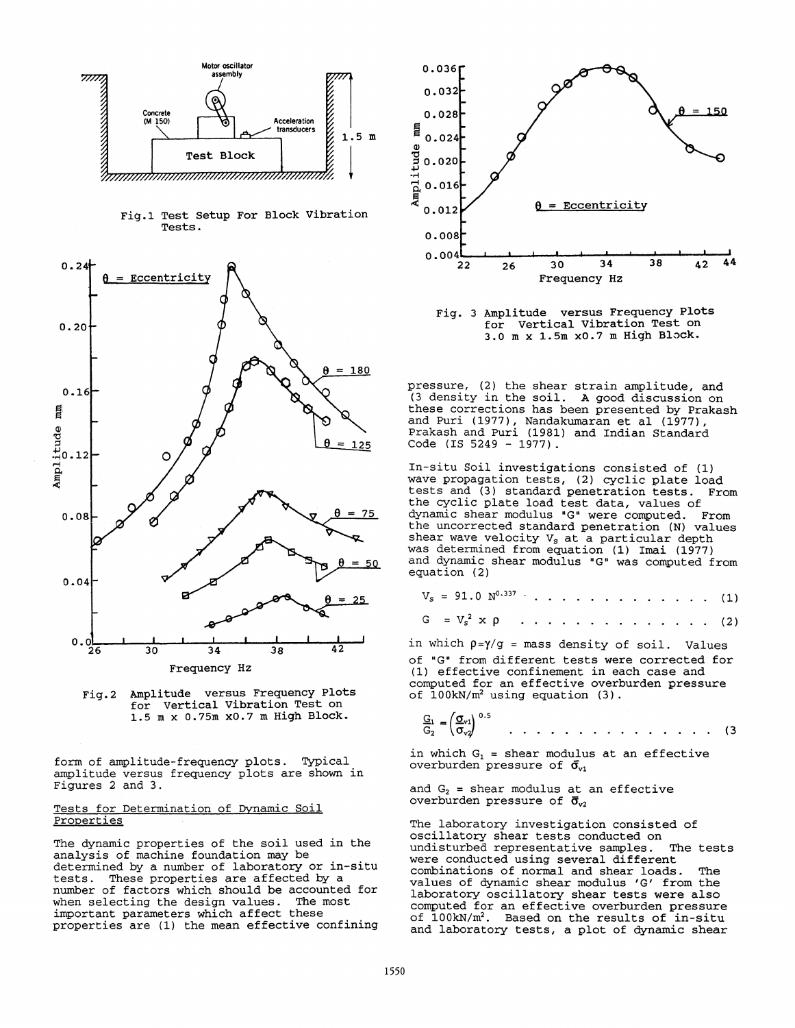Fig.1 Test Setup For Block Vibration Tests.

Fig.2 Amplitude versus Frequency Plots for Vertical Vibration Test on 1.5 m x 0.75m x0.7 m High Block.

form of amplitude-frequency plots. Typical amplitude versus frequency plots are shown in Figures 2 and 3.

Fig. 3 Amplitude versus Frequency Plots for Vertical Vibration Test on 3.0 m x 1.5m x0.7 m High Block.

## Tests for Determination of Dynamic Soil Properties

The dynamic properties of the soil used in the analysis of machine foundation may be determined by a number of laboratory or in-situ tests. These properties are affected by a number of factors which should be accounted for when selecting the design values. The most important parameters which affect these properties are (1) the mean effective confining pressure, (2) the shear strain amplitude, and (3 density in the soil. A good discussion on these corrections has been presented by Prakash and Puri (1977), Nandakumaran et al (1977), Prakash and Puri (1981) and Indian Standard Code (IS 5249 - 1977).

In-situ Soil investigations consisted of (1) wave propagation tests, (2) cyclic plate load tests and (3) standard penetration tests. From the cyclic plate load test data, values of dynamic shear modulus "G" were computed. From the uncorrected standard penetration (N) values shear wave velocity $V_s$ at a particular depth was determined from equation (1) Imai (1977) and dynamic shear modulus "G" was computed from equation (2)

$$V_s = 91.0\ N^{0.337} \quad \ldots\ldots\ldots\ldots\ldots (1)$$

$$G = V_s^2 \times \rho \quad \ldots\ldots\ldots\ldots\ldots (2)$$

in which $\rho = \gamma / g$ = mass density of soil. Values of "G" from different tests were corrected for (1) effective confinement in each case and computed for an effective overburden pressure of 100kN/m² using equation (3).

$$\frac{G_1}{G_2} = \left(\frac{\bar{\sigma}_{v1}}{\bar{\sigma}_{v2}}\right)^{0.5} \quad \ldots\ldots\ldots\ldots\ldots (3$$

in which $G_1$ = shear modulus at an effective overburden pressure of $\bar{\sigma}_{v1}$

and $G_2$ = shear modulus at an effective overburden pressure of $\bar{\sigma}_{v2}$

The laboratory investigation consisted of oscillatory shear tests conducted on undisturbed representative samples. The tests were conducted using several different combinations of normal and shear loads. The values of dynamic shear modulus 'G' from the laboratory oscillatory shear tests were also computed for an effective overburden pressure of 100kN/m². Based on the results of in-situ and laboratory tests, a plot of dynamic shear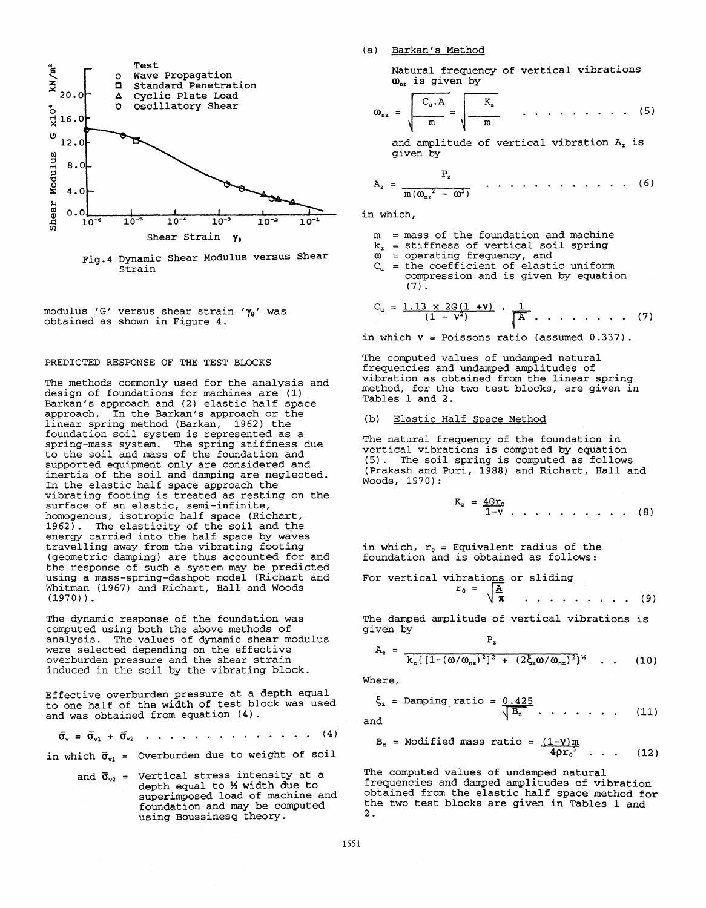Fig.4 Dynamic Shear Modulus versus Shear Strain

modulus 'G' versus shear strain '$\gamma_\theta$' was obtained as shown in Figure 4.

## PREDICTED RESPONSE OF THE TEST BLOCKS

The methods commonly used for the analysis and design of foundations for machines are (1) Barkan's approach and (2) elastic half space approach. In the Barkan's approach or the linear spring method (Barkan, 1962) the foundation soil system is represented as a spring-mass system. The spring stiffness due to the soil and mass of the foundation and supported equipment only are considered and inertia of the soil and damping are neglected. In the elastic half space approach the vibrating footing is treated as resting on the surface of an elastic, semi-infinite, homogenous, isotropic half space (Richart, 1962). The elasticity of the soil and the energy carried into the half space by waves travelling away from the vibrating footing (geometric damping) are thus accounted for and the response of such a system may be predicted using a mass-spring-dashpot model (Richart and Whitman (1967) and Richart, Hall and Woods (1970)).

The dynamic response of the foundation was computed using both the above methods of analysis. The values of dynamic shear modulus were selected depending on the effective overburden pressure and the shear strain induced in the soil by the vibrating block.

Effective overburden pressure at a depth equal to one half of the width of test block was used and was obtained from equation (4).

$$\bar{\sigma}_v = \bar{\sigma}_{v1} + \bar{\sigma}_{v2} \qquad (4)$$

in which $\bar{\sigma}_{v1}$ = Overburden due to weight of soil

and $\bar{\sigma}_{v2}$ = Vertical stress intensity at a depth equal to ½ width due to superimposed load of machine and foundation and may be computed using Boussinesq theory.

(a) Barkan's Method

Natural frequency of vertical vibrations $\omega_{nz}$ is given by

$$\omega_{nz} = \sqrt{\frac{C_u . A}{m}} = \sqrt{\frac{K_z}{m}} \qquad (5)$$

and amplitude of vertical vibration $A_z$ is given by

$$A_z = \frac{P_z}{m(\omega_{nz}^2 - \omega^2)} \qquad (6)$$

in which,

- $m$ = mass of the foundation and machine
- $k_z$ = stiffness of vertical soil spring
- $\omega$ = operating frequency, and
- $C_u$ = the coefficient of elastic uniform compression and is given by equation (7).

$$C_u = \frac{1.13 \times 2G(1+\nu)}{(1-\nu^2)} \cdot \frac{1}{\sqrt{A}} \qquad (7)$$

in which $\nu$ = Poissons ratio (assumed 0.337).

The computed values of undamped natural frequencies and undamped amplitudes of vibration as obtained from the linear spring method, for the two test blocks, are given in Tables 1 and 2.

(b) Elastic Half Space Method

The natural frequency of the foundation in vertical vibrations is computed by equation (5). The soil spring is computed as follows (Prakash and Puri, 1988) and Richart, Hall and Woods, 1970):

$$K_z = \frac{4Gr_0}{1-\nu} \qquad (8)$$

in which, $r_0$ = Equivalent radius of the foundation and is obtained as follows:

For vertical vibrations or sliding

$$r_0 = \sqrt{\frac{A}{\pi}} \qquad (9)$$

The damped amplitude of vertical vibrations is given by

$$A_z = \frac{P_z}{k_z\{[1-(\omega/\omega_{nz})^2]^2 + (2\xi_z\omega/\omega_{nz})^2\}^{1/2}} \qquad (10)$$

Where,

$$\xi_z = \text{Damping ratio} = \frac{0.425}{\sqrt{B_z}} \qquad (11)$$

and

$$B_z = \text{Modified mass ratio} = \frac{(1-\nu)m}{4\rho r_0^3} \qquad (12)$$

The computed values of undamped natural frequencies and damped amplitudes of vibration obtained from the elastic half space method for the two test blocks are given in Tables 1 and 2.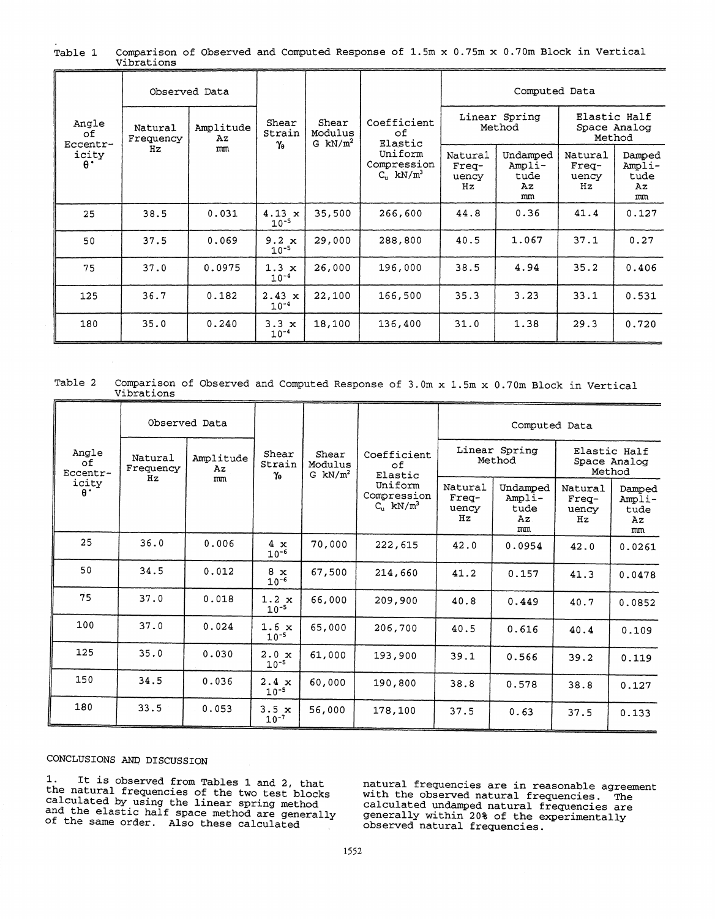Table 1 Comparison of Observed and Computed Response of 1.5m x 0.75m x 0.70m Block in Vertical Vibrations

| Angle of Eccentricity $\theta^{\circ}$ | Observed Data | | Shear Strain $\gamma_\theta$ | Shear Modulus G $kN/m^2$ | Coefficient of Elastic Uniform Compression $C_u$ $kN/m^3$ | Computed Data | | | |
|---|---|---|---|---|---|---|---|---|---|
| | | | | | | Linear Spring Method | | Elastic Half Space Analog Method | |
| | Natural Frequency Hz | Amplitude Az mm | | | | Natural Frequency Hz | Undamped Amplitude Az mm | Natural Frequency Hz | Damped Amplitude Az mm |
| 25 | 38.5 | 0.031 | $4.13 \times 10^{-5}$ | 35,500 | 266,600 | 44.8 | 0.36 | 41.4 | 0.127 |
| 50 | 37.5 | 0.069 | $9.2 \times 10^{-5}$ | 29,000 | 288,800 | 40.5 | 1.067 | 37.1 | 0.27 |
| 75 | 37.0 | 0.0975 | $1.3 \times 10^{-4}$ | 26,000 | 196,000 | 38.5 | 4.94 | 35.2 | 0.406 |
| 125 | 36.7 | 0.182 | $2.43 \times 10^{-4}$ | 22,100 | 166,500 | 35.3 | 3.23 | 33.1 | 0.531 |
| 180 | 35.0 | 0.240 | $3.3 \times 10^{-4}$ | 18,100 | 136,400 | 31.0 | 1.38 | 29.3 | 0.720 |

Table 2 Comparison of Observed and Computed Response of 3.0m x 1.5m x 0.70m Block in Vertical Vibrations

| Angle of Eccentricity $\theta^{\circ}$ | Observed Data | | Shear Strain $\gamma_\theta$ | Shear Modulus G $kN/m^2$ | Coefficient of Elastic Uniform Compression $C_u$ $kN/m^3$ | Computed Data | | | |
|---|---|---|---|---|---|---|---|---|---|
| | | | | | | Linear Spring Method | | Elastic Half Space Analog Method | |
| | Natural Frequency Hz | Amplitude Az mm | | | | Natural Frequency Hz | Undamped Amplitude Az mm | Natural Frequency Hz | Damped Amplitude Az mm |
| 25 | 36.0 | 0.006 | $4 \times 10^{-6}$ | 70,000 | 222,615 | 42.0 | 0.0954 | 42.0 | 0.0261 |
| 50 | 34.5 | 0.012 | $8 \times 10^{-6}$ | 67,500 | 214,660 | 41.2 | 0.157 | 41.3 | 0.0478 |
| 75 | 37.0 | 0.018 | $1.2 \times 10^{-5}$ | 66,000 | 209,900 | 40.8 | 0.449 | 40.7 | 0.0852 |
| 100 | 37.0 | 0.024 | $1.6 \times 10^{-5}$ | 65,000 | 206,700 | 40.5 | 0.616 | 40.4 | 0.109 |
| 125 | 35.0 | 0.030 | $2.0 \times 10^{-5}$ | 61,000 | 193,900 | 39.1 | 0.566 | 39.2 | 0.119 |
| 150 | 34.5 | 0.036 | $2.4 \times 10^{-5}$ | 60,000 | 190,800 | 38.8 | 0.578 | 38.8 | 0.127 |
| 180 | 33.5 | 0.053 | $3.5 \times 10^{-7}$ | 56,000 | 178,100 | 37.5 | 0.63 | 37.5 | 0.133 |

## CONCLUSIONS AND DISCUSSION

1. It is observed from Tables 1 and 2, that the natural frequencies of the two test blocks calculated by using the linear spring method and the elastic half space method are generally of the same order. Also these calculated natural frequencies are in reasonable agreement with the observed natural frequencies. The calculated undamped natural frequencies are generally within 20% of the experimentally observed natural frequencies.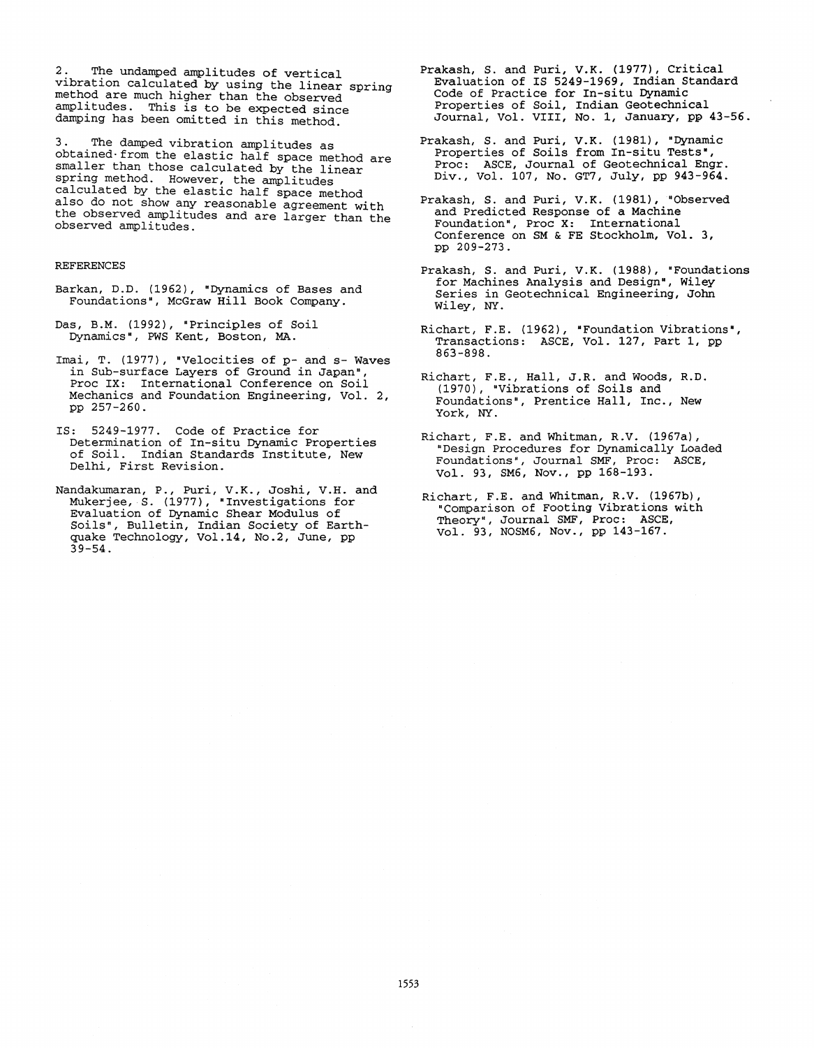2. The undamped amplitudes of vertical vibration calculated by using the linear spring method are much higher than the observed amplitudes. This is to be expected since damping has been omitted in this method.

3. The damped vibration amplitudes as obtained from the elastic half space method are smaller than those calculated by the linear spring method. However, the amplitudes calculated by the elastic half space method also do not show any reasonable agreement with the observed amplitudes and are larger than the observed amplitudes.

REFERENCES

Barkan, D.D. (1962), "Dynamics of Bases and Foundations", McGraw Hill Book Company.

Das, B.M. (1992), "Principles of Soil Dynamics", PWS Kent, Boston, MA.

Imai, T. (1977), "Velocities of p- and s- Waves in Sub-surface Layers of Ground in Japan", Proc IX: International Conference on Soil Mechanics and Foundation Engineering, Vol. 2, pp 257-260.

IS: 5249-1977. Code of Practice for Determination of In-situ Dynamic Properties of Soil. Indian Standards Institute, New Delhi, First Revision.

Nandakumaran, P., Puri, V.K., Joshi, V.H. and Mukerjee, S. (1977), "Investigations for Evaluation of Dynamic Shear Modulus of Soils", Bulletin, Indian Society of Earthquake Technology, Vol.14, No.2, June, pp 39-54.

Prakash, S. and Puri, V.K. (1977), Critical Evaluation of IS 5249-1969, Indian Standard Code of Practice for In-situ Dynamic Properties of Soil, Indian Geotechnical Journal, Vol. VIII, No. 1, January, pp 43-56.

Prakash, S. and Puri, V.K. (1981), "Dynamic Properties of Soils from In-situ Tests", Proc: ASCE, Journal of Geotechnical Engr. Div., Vol. 107, No. GT7, July, pp 943-964.

Prakash, S. and Puri, V.K. (1981), "Observed and Predicted Response of a Machine Foundation", Proc X: International Conference on SM & FE Stockholm, Vol. 3, pp 209-273.

Prakash, S. and Puri, V.K. (1988), "Foundations for Machines Analysis and Design", Wiley Series in Geotechnical Engineering, John Wiley, NY.

Richart, F.E. (1962), "Foundation Vibrations", Transactions: ASCE, Vol. 127, Part 1, pp 863-898.

Richart, F.E., Hall, J.R. and Woods, R.D. (1970), "Vibrations of Soils and Foundations", Prentice Hall, Inc., New York, NY.

Richart, F.E. and Whitman, R.V. (1967a), "Design Procedures for Dynamically Loaded Foundations", Journal SMF, Proc: ASCE, Vol. 93, SM6, Nov., pp 168-193.

Richart, F.E. and Whitman, R.V. (1967b), "Comparison of Footing Vibrations with Theory", Journal SMF, Proc: ASCE, Vol. 93, NOSM6, Nov., pp 143-167.